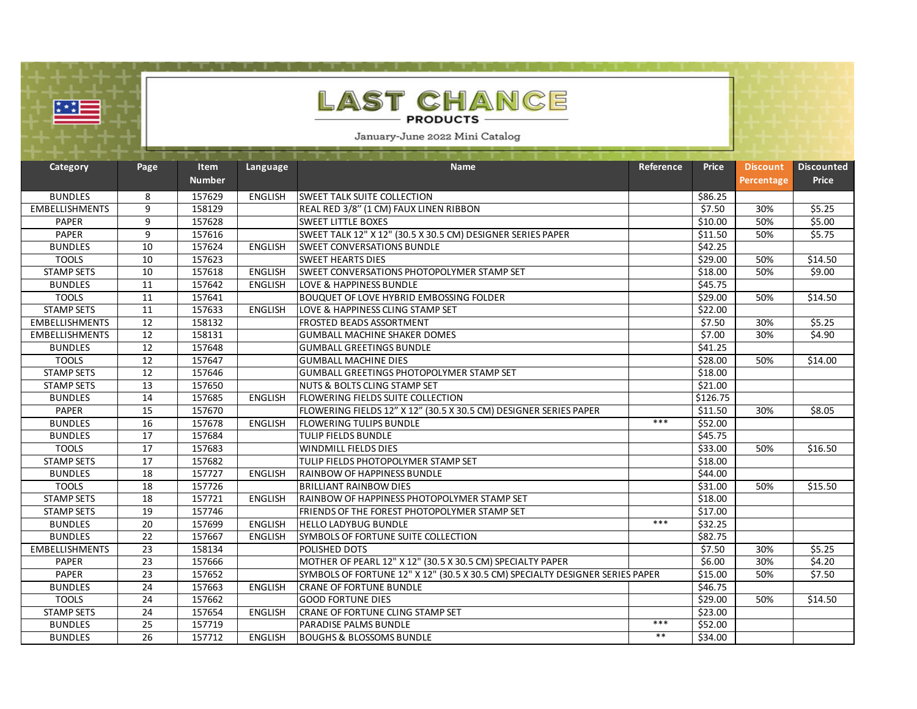# LAST CHANCE

## PRODUCTS

January-June 2022 Mini Catalog

| Category | Page | Item Number | Language | Name | Reference | Price | Discount Percentage | Discounted Price |
|---|---|---|---|---|---|---|---|---|
| BUNDLES | 8 | 157629 | ENGLISH | SWEET TALK SUITE COLLECTION | | $86.25 | | |
| EMBELLISHMENTS | 9 | 158129 | | REAL RED 3/8" (1 CM) FAUX LINEN RIBBON | | $7.50 | 30% | $5.25 |
| PAPER | 9 | 157628 | | SWEET LITTLE BOXES | | $10.00 | 50% | $5.00 |
| PAPER | 9 | 157616 | | SWEET TALK 12" X 12" (30.5 X 30.5 CM) DESIGNER SERIES PAPER | | $11.50 | 50% | $5.75 |
| BUNDLES | 10 | 157624 | ENGLISH | SWEET CONVERSATIONS BUNDLE | | $42.25 | | |
| TOOLS | 10 | 157623 | | SWEET HEARTS DIES | | $29.00 | 50% | $14.50 |
| STAMP SETS | 10 | 157618 | ENGLISH | SWEET CONVERSATIONS PHOTOPOLYMER STAMP SET | | $18.00 | 50% | $9.00 |
| BUNDLES | 11 | 157642 | ENGLISH | LOVE & HAPPINESS BUNDLE | | $45.75 | | |
| TOOLS | 11 | 157641 | | BOUQUET OF LOVE HYBRID EMBOSSING FOLDER | | $29.00 | 50% | $14.50 |
| STAMP SETS | 11 | 157633 | ENGLISH | LOVE & HAPPINESS CLING STAMP SET | | $22.00 | | |
| EMBELLISHMENTS | 12 | 158132 | | FROSTED BEADS ASSORTMENT | | $7.50 | 30% | $5.25 |
| EMBELLISHMENTS | 12 | 158131 | | GUMBALL MACHINE SHAKER DOMES | | $7.00 | 30% | $4.90 |
| BUNDLES | 12 | 157648 | | GUMBALL GREETINGS BUNDLE | | $41.25 | | |
| TOOLS | 12 | 157647 | | GUMBALL MACHINE DIES | | $28.00 | 50% | $14.00 |
| STAMP SETS | 12 | 157646 | | GUMBALL GREETINGS PHOTOPOLYMER STAMP SET | | $18.00 | | |
| STAMP SETS | 13 | 157650 | | NUTS & BOLTS CLING STAMP SET | | $21.00 | | |
| BUNDLES | 14 | 157685 | ENGLISH | FLOWERING FIELDS SUITE COLLECTION | | $126.75 | | |
| PAPER | 15 | 157670 | | FLOWERING FIELDS 12" X 12" (30.5 X 30.5 CM) DESIGNER SERIES PAPER | | $11.50 | 30% | $8.05 |
| BUNDLES | 16 | 157678 | ENGLISH | FLOWERING TULIPS BUNDLE | *** | $52.00 | | |
| BUNDLES | 17 | 157684 | | TULIP FIELDS BUNDLE | | $45.75 | | |
| TOOLS | 17 | 157683 | | WINDMILL FIELDS DIES | | $33.00 | 50% | $16.50 |
| STAMP SETS | 17 | 157682 | | TULIP FIELDS PHOTOPOLYMER STAMP SET | | $18.00 | | |
| BUNDLES | 18 | 157727 | ENGLISH | RAINBOW OF HAPPINESS BUNDLE | | $44.00 | | |
| TOOLS | 18 | 157726 | | BRILLIANT RAINBOW DIES | | $31.00 | 50% | $15.50 |
| STAMP SETS | 18 | 157721 | ENGLISH | RAINBOW OF HAPPINESS PHOTOPOLYMER STAMP SET | | $18.00 | | |
| STAMP SETS | 19 | 157746 | | FRIENDS OF THE FOREST PHOTOPOLYMER STAMP SET | | $17.00 | | |
| BUNDLES | 20 | 157699 | ENGLISH | HELLO LADYBUG BUNDLE | *** | $32.25 | | |
| BUNDLES | 22 | 157667 | ENGLISH | SYMBOLS OF FORTUNE SUITE COLLECTION | | $82.75 | | |
| EMBELLISHMENTS | 23 | 158134 | | POLISHED DOTS | | $7.50 | 30% | $5.25 |
| PAPER | 23 | 157666 | | MOTHER OF PEARL 12" X 12" (30.5 X 30.5 CM) SPECIALTY PAPER | | $6.00 | 30% | $4.20 |
| PAPER | 23 | 157652 | | SYMBOLS OF FORTUNE 12" X 12" (30.5 X 30.5 CM) SPECIALTY DESIGNER SERIES PAPER | | $15.00 | 50% | $7.50 |
| BUNDLES | 24 | 157663 | ENGLISH | CRANE OF FORTUNE BUNDLE | | $46.75 | | |
| TOOLS | 24 | 157662 | | GOOD FORTUNE DIES | | $29.00 | 50% | $14.50 |
| STAMP SETS | 24 | 157654 | ENGLISH | CRANE OF FORTUNE CLING STAMP SET | | $23.00 | | |
| BUNDLES | 25 | 157719 | | PARADISE PALMS BUNDLE | *** | $52.00 | | |
| BUNDLES | 26 | 157712 | ENGLISH | BOUGHS & BLOSSOMS BUNDLE | ** | $34.00 | | |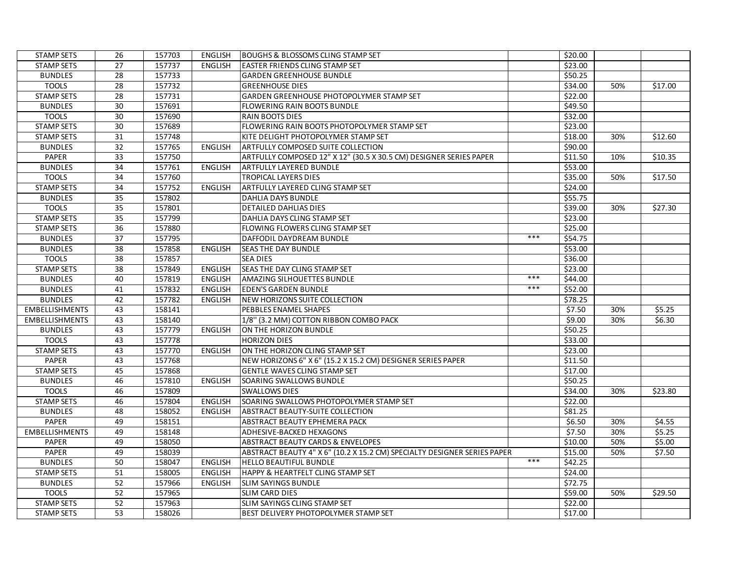| | | | | | | | | |
|---|---|---|---|---|---|---|---|---|
| STAMP SETS | 26 | 157703 | ENGLISH | BOUGHS & BLOSSOMS CLING STAMP SET | | $20.00 | | |
| STAMP SETS | 27 | 157737 | ENGLISH | EASTER FRIENDS CLING STAMP SET | | $23.00 | | |
| BUNDLES | 28 | 157733 | | GARDEN GREENHOUSE BUNDLE | | $50.25 | | |
| TOOLS | 28 | 157732 | | GREENHOUSE DIES | | $34.00 | 50% | $17.00 |
| STAMP SETS | 28 | 157731 | | GARDEN GREENHOUSE PHOTOPOLYMER STAMP SET | | $22.00 | | |
| BUNDLES | 30 | 157691 | | FLOWERING RAIN BOOTS BUNDLE | | $49.50 | | |
| TOOLS | 30 | 157690 | | RAIN BOOTS DIES | | $32.00 | | |
| STAMP SETS | 30 | 157689 | | FLOWERING RAIN BOOTS PHOTOPOLYMER STAMP SET | | $23.00 | | |
| STAMP SETS | 31 | 157748 | | KITE DELIGHT PHOTOPOLYMER STAMP SET | | $18.00 | 30% | $12.60 |
| BUNDLES | 32 | 157765 | ENGLISH | ARTFULLY COMPOSED SUITE COLLECTION | | $90.00 | | |
| PAPER | 33 | 157750 | | ARTFULLY COMPOSED 12" X 12" (30.5 X 30.5 CM) DESIGNER SERIES PAPER | | $11.50 | 10% | $10.35 |
| BUNDLES | 34 | 157761 | ENGLISH | ARTFULLY LAYERED BUNDLE | | $53.00 | | |
| TOOLS | 34 | 157760 | | TROPICAL LAYERS DIES | | $35.00 | 50% | $17.50 |
| STAMP SETS | 34 | 157752 | ENGLISH | ARTFULLY LAYERED CLING STAMP SET | | $24.00 | | |
| BUNDLES | 35 | 157802 | | DAHLIA DAYS BUNDLE | | $55.75 | | |
| TOOLS | 35 | 157801 | | DETAILED DAHLIAS DIES | | $39.00 | 30% | $27.30 |
| STAMP SETS | 35 | 157799 | | DAHLIA DAYS CLING STAMP SET | | $23.00 | | |
| STAMP SETS | 36 | 157880 | | FLOWING FLOWERS CLING STAMP SET | | $25.00 | | |
| BUNDLES | 37 | 157795 | | DAFFODIL DAYDREAM BUNDLE | *** | $54.75 | | |
| BUNDLES | 38 | 157858 | ENGLISH | SEAS THE DAY BUNDLE | | $53.00 | | |
| TOOLS | 38 | 157857 | | SEA DIES | | $36.00 | | |
| STAMP SETS | 38 | 157849 | ENGLISH | SEAS THE DAY CLING STAMP SET | | $23.00 | | |
| BUNDLES | 40 | 157819 | ENGLISH | AMAZING SILHOUETTES BUNDLE | *** | $44.00 | | |
| BUNDLES | 41 | 157832 | ENGLISH | EDEN'S GARDEN BUNDLE | *** | $52.00 | | |
| BUNDLES | 42 | 157782 | ENGLISH | NEW HORIZONS SUITE COLLECTION | | $78.25 | | |
| EMBELLISHMENTS | 43 | 158141 | | PEBBLES ENAMEL SHAPES | | $7.50 | 30% | $5.25 |
| EMBELLISHMENTS | 43 | 158140 | | 1/8" (3.2 MM) COTTON RIBBON COMBO PACK | | $9.00 | 30% | $6.30 |
| BUNDLES | 43 | 157779 | ENGLISH | ON THE HORIZON BUNDLE | | $50.25 | | |
| TOOLS | 43 | 157778 | | HORIZON DIES | | $33.00 | | |
| STAMP SETS | 43 | 157770 | ENGLISH | ON THE HORIZON CLING STAMP SET | | $23.00 | | |
| PAPER | 43 | 157768 | | NEW HORIZONS 6" X 6" (15.2 X 15.2 CM) DESIGNER SERIES PAPER | | $11.50 | | |
| STAMP SETS | 45 | 157868 | | GENTLE WAVES CLING STAMP SET | | $17.00 | | |
| BUNDLES | 46 | 157810 | ENGLISH | SOARING SWALLOWS BUNDLE | | $50.25 | | |
| TOOLS | 46 | 157809 | | SWALLOWS DIES | | $34.00 | 30% | $23.80 |
| STAMP SETS | 46 | 157804 | ENGLISH | SOARING SWALLOWS PHOTOPOLYMER STAMP SET | | $22.00 | | |
| BUNDLES | 48 | 158052 | ENGLISH | ABSTRACT BEAUTY-SUITE COLLECTION | | $81.25 | | |
| PAPER | 49 | 158151 | | ABSTRACT BEAUTY EPHEMERA PACK | | $6.50 | 30% | $4.55 |
| EMBELLISHMENTS | 49 | 158148 | | ADHESIVE-BACKED HEXAGONS | | $7.50 | 30% | $5.25 |
| PAPER | 49 | 158050 | | ABSTRACT BEAUTY CARDS & ENVELOPES | | $10.00 | 50% | $5.00 |
| PAPER | 49 | 158039 | | ABSTRACT BEAUTY 4" X 6" (10.2 X 15.2 CM) SPECIALTY DESIGNER SERIES PAPER | | $15.00 | 50% | $7.50 |
| BUNDLES | 50 | 158047 | ENGLISH | HELLO BEAUTIFUL BUNDLE | *** | $42.25 | | |
| STAMP SETS | 51 | 158005 | ENGLISH | HAPPY & HEARTFELT CLING STAMP SET | | $24.00 | | |
| BUNDLES | 52 | 157966 | ENGLISH | SLIM SAYINGS BUNDLE | | $72.75 | | |
| TOOLS | 52 | 157965 | | SLIM CARD DIES | | $59.00 | 50% | $29.50 |
| STAMP SETS | 52 | 157963 | | SLIM SAYINGS CLING STAMP SET | | $22.00 | | |
| STAMP SETS | 53 | 158026 | | BEST DELIVERY PHOTOPOLYMER STAMP SET | | $17.00 | | |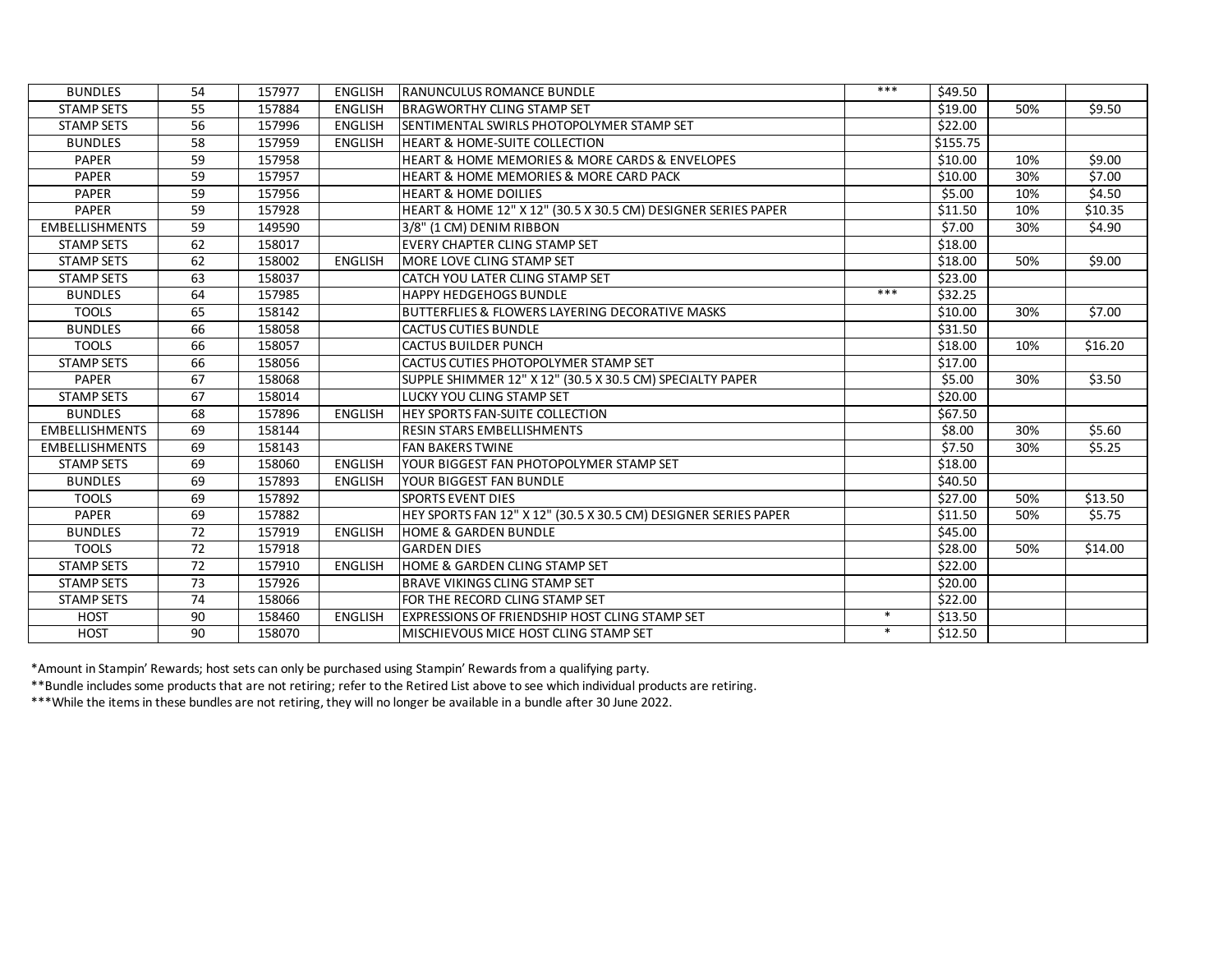| | | | | | | | | |
|---|---|---|---|---|---|---|---|---|
| BUNDLES | 54 | 157977 | ENGLISH | RANUNCULUS ROMANCE BUNDLE | *** | $49.50 | | |
| STAMP SETS | 55 | 157884 | ENGLISH | BRAGWORTHY CLING STAMP SET | | $19.00 | 50% | $9.50 |
| STAMP SETS | 56 | 157996 | ENGLISH | SENTIMENTAL SWIRLS PHOTOPOLYMER STAMP SET | | $22.00 | | |
| BUNDLES | 58 | 157959 | ENGLISH | HEART & HOME-SUITE COLLECTION | | $155.75 | | |
| PAPER | 59 | 157958 | | HEART & HOME MEMORIES & MORE CARDS & ENVELOPES | | $10.00 | 10% | $9.00 |
| PAPER | 59 | 157957 | | HEART & HOME MEMORIES & MORE CARD PACK | | $10.00 | 30% | $7.00 |
| PAPER | 59 | 157956 | | HEART & HOME DOILIES | | $5.00 | 10% | $4.50 |
| PAPER | 59 | 157928 | | HEART & HOME 12" X 12" (30.5 X 30.5 CM) DESIGNER SERIES PAPER | | $11.50 | 10% | $10.35 |
| EMBELLISHMENTS | 59 | 149590 | | 3/8" (1 CM) DENIM RIBBON | | $7.00 | 30% | $4.90 |
| STAMP SETS | 62 | 158017 | | EVERY CHAPTER CLING STAMP SET | | $18.00 | | |
| STAMP SETS | 62 | 158002 | ENGLISH | MORE LOVE CLING STAMP SET | | $18.00 | 50% | $9.00 |
| STAMP SETS | 63 | 158037 | | CATCH YOU LATER CLING STAMP SET | | $23.00 | | |
| BUNDLES | 64 | 157985 | | HAPPY HEDGEHOGS BUNDLE | *** | $32.25 | | |
| TOOLS | 65 | 158142 | | BUTTERFLIES & FLOWERS LAYERING DECORATIVE MASKS | | $10.00 | 30% | $7.00 |
| BUNDLES | 66 | 158058 | | CACTUS CUTIES BUNDLE | | $31.50 | | |
| TOOLS | 66 | 158057 | | CACTUS BUILDER PUNCH | | $18.00 | 10% | $16.20 |
| STAMP SETS | 66 | 158056 | | CACTUS CUTIES PHOTOPOLYMER STAMP SET | | $17.00 | | |
| PAPER | 67 | 158068 | | SUPPLE SHIMMER 12" X 12" (30.5 X 30.5 CM) SPECIALTY PAPER | | $5.00 | 30% | $3.50 |
| STAMP SETS | 67 | 158014 | | LUCKY YOU CLING STAMP SET | | $20.00 | | |
| BUNDLES | 68 | 157896 | ENGLISH | HEY SPORTS FAN-SUITE COLLECTION | | $67.50 | | |
| EMBELLISHMENTS | 69 | 158144 | | RESIN STARS EMBELLISHMENTS | | $8.00 | 30% | $5.60 |
| EMBELLISHMENTS | 69 | 158143 | | FAN BAKERS TWINE | | $7.50 | 30% | $5.25 |
| STAMP SETS | 69 | 158060 | ENGLISH | YOUR BIGGEST FAN PHOTOPOLYMER STAMP SET | | $18.00 | | |
| BUNDLES | 69 | 157893 | ENGLISH | YOUR BIGGEST FAN BUNDLE | | $40.50 | | |
| TOOLS | 69 | 157892 | | SPORTS EVENT DIES | | $27.00 | 50% | $13.50 |
| PAPER | 69 | 157882 | | HEY SPORTS FAN 12" X 12" (30.5 X 30.5 CM) DESIGNER SERIES PAPER | | $11.50 | 50% | $5.75 |
| BUNDLES | 72 | 157919 | ENGLISH | HOME & GARDEN BUNDLE | | $45.00 | | |
| TOOLS | 72 | 157918 | | GARDEN DIES | | $28.00 | 50% | $14.00 |
| STAMP SETS | 72 | 157910 | ENGLISH | HOME & GARDEN CLING STAMP SET | | $22.00 | | |
| STAMP SETS | 73 | 157926 | | BRAVE VIKINGS CLING STAMP SET | | $20.00 | | |
| STAMP SETS | 74 | 158066 | | FOR THE RECORD CLING STAMP SET | | $22.00 | | |
| HOST | 90 | 158460 | ENGLISH | EXPRESSIONS OF FRIENDSHIP HOST CLING STAMP SET | * | $13.50 | | |
| HOST | 90 | 158070 | | MISCHIEVOUS MICE HOST CLING STAMP SET | * | $12.50 | | |

*Amount in Stampin' Rewards; host sets can only be purchased using Stampin' Rewards from a qualifying party.

**Bundle includes some products that are not retiring; refer to the Retired List above to see which individual products are retiring.

***While the items in these bundles are not retiring, they will no longer be available in a bundle after 30 June 2022.